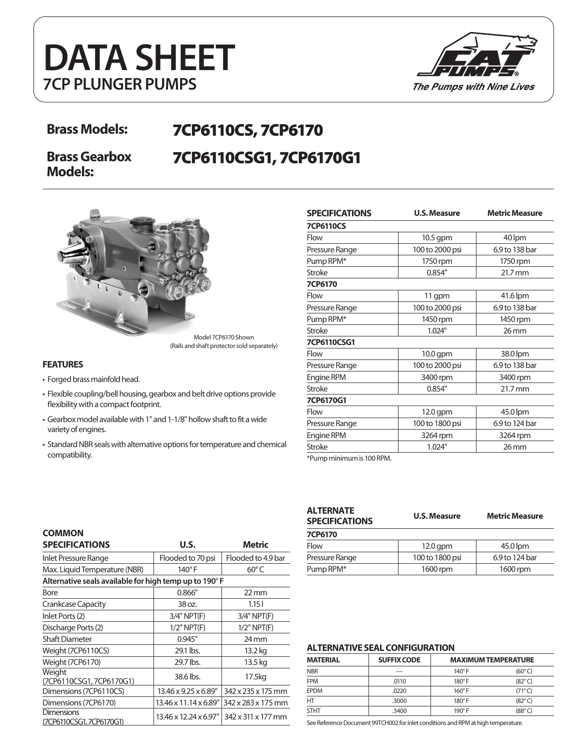# DATA SHEET

## 7CP PLUNGER PUMPS

The Pumps with Nine Lives

**Brass Models:** **7CP6110CS, 7CP6170**

**Brass Gearbox Models:** **7CP6110CSG1, 7CP6170G1**

Model 7CP6170 Shown
(Rails and shaft protector sold separately)

### FEATURES

- Forged brass mainfold head.
- Flexible coupling/bell housing, gearbox and belt drive options provide flexibility with a compact footprint.
- Gearbox model available with 1" and 1-1/8" hollow shaft to fit a wide variety of engines.
- Standard NBR seals with alternative options for temperature and chemical compatibility.

| SPECIFICATIONS | U.S. Measure | Metric Measure |
|---|---|---|
| **7CP6110CS** | | |
| Flow | 10.5 gpm | 40 lpm |
| Pressure Range | 100 to 2000 psi | 6.9 to 138 bar |
| Pump RPM* | 1750 rpm | 1750 rpm |
| Stroke | 0.854" | 21.7 mm |
| **7CP6170** | | |
| Flow | 11 gpm | 41.6 lpm |
| Pressure Range | 100 to 2000 psi | 6.9 to 138 bar |
| Pump RPM* | 1450 rpm | 1450 rpm |
| Stroke | 1.024" | 26 mm |
| **7CP6110CSG1** | | |
| Flow | 10.0 gpm | 38.0 lpm |
| Pressure Range | 100 to 2000 psi | 6.9 to 138 bar |
| Engine RPM | 3400 rpm | 3400 rpm |
| Stroke | 0.854" | 21.7 mm |
| **7CP6170G1** | | |
| Flow | 12.0 gpm | 45.0 lpm |
| Pressure Range | 100 to 1800 psi | 6.9 to 124 bar |
| Engine RPM | 3264 rpm | 3264 rpm |
| Stroke | 1.024" | 26 mm |

*Pump minimum is 100 RPM.

| COMMON SPECIFICATIONS | U.S. | Metric |
|---|---|---|
| Inlet Pressure Range | Flooded to 70 psi | Flooded to 4.9 bar |
| Max. Liquid Temperature (NBR) | 140° F | 60° C |
| **Alternative seals available for high temp up to 190° F** | | |
| Bore | 0.866" | 22 mm |
| Crankcase Capacity | 38 oz. | 1.15 l |
| Inlet Ports (2) | 3/4" NPT(F) | 3/4" NPT(F) |
| Discharge Ports (2) | 1/2" NPT(F) | 1/2" NPT(F) |
| Shaft Diameter | 0.945" | 24 mm |
| Weight (7CP6110CS) | 29.1 lbs. | 13.2 kg |
| Weight (7CP6170) | 29.7 lbs. | 13.5 kg |
| Weight (7CP6110CSG1, 7CP6170G1) | 38.6 lbs. | 17.5kg |
| Dimensions (7CP6110CS) | 13.46 x 9.25 x 6.89" | 342 x 235 x 175 mm |
| Dimensions (7CP6170) | 13.46 x 11.14 x 6.89" | 342 x 283 x 175 mm |
| Dimensions (7CP6110CSG1, 7CP6170G1) | 13.46 x 12.24 x 6.97" | 342 x 311 x 177 mm |

| ALTERNATE SPECIFICATIONS | U.S. Measure | Metric Measure |
|---|---|---|
| **7CP6170** | | |
| Flow | 12.0 gpm | 45.0 lpm |
| Pressure Range | 100 to 1800 psi | 6.9 to 124 bar |
| Pump RPM* | 1600 rpm | 1600 rpm |

### ALTERNATIVE SEAL CONFIGURATION

| MATERIAL | SUFFIX CODE | MAXIMUM TEMPERATURE | |
|---|---|---|---|
| NBR | — | 140° F | (60° C) |
| FPM | .0110 | 180° F | (82° C) |
| EPDM | .0220 | 160° F | (71° C) |
| HT | .3000 | 180° F | (82° C) |
| STHT | .3400 | 190° F | (88° C) |

See Reference Document 99TCH002 for inlet conditions and RPM at high temperature.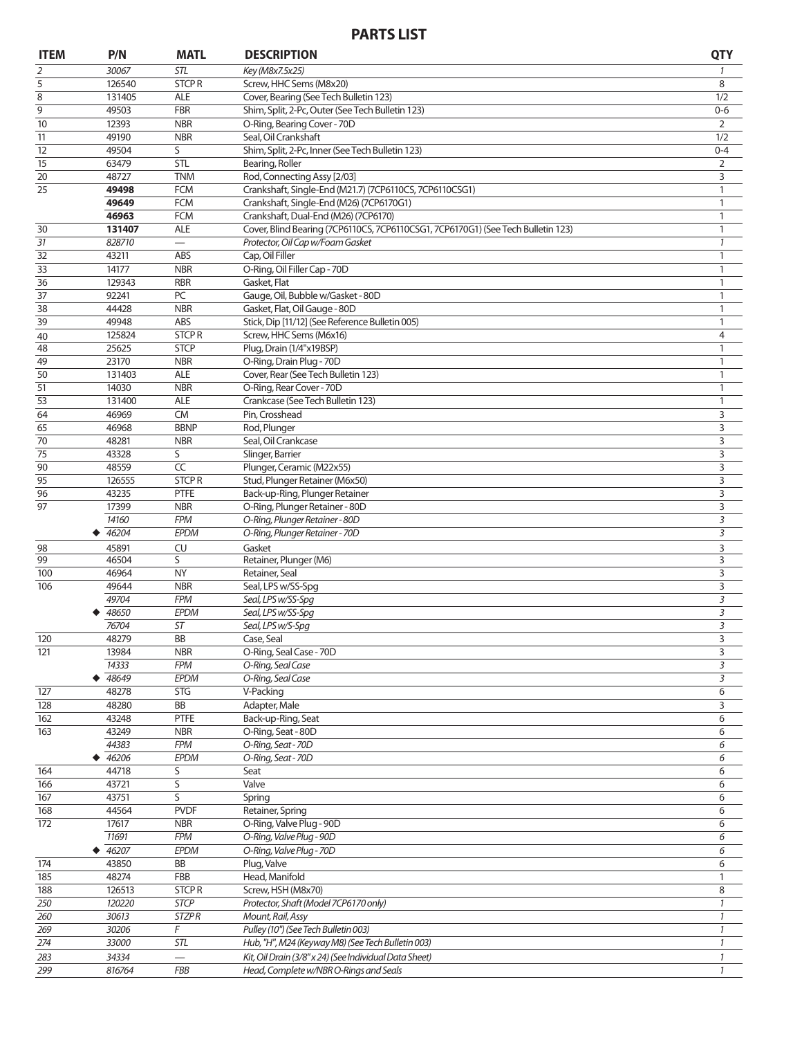## PARTS LIST

| ITEM | P/N | MATL | DESCRIPTION | QTY |
|---|---|---|---|---|
| *2* | *30067* | *STL* | *Key (M8x7.5x25)* | *1* |
| 5 | 126540 | STCP R | Screw, HHC Sems (M8x20) | 8 |
| 8 | 131405 | ALE | Cover, Bearing (See Tech Bulletin 123) | 1/2 |
| 9 | 49503 | FBR | Shim, Split, 2-Pc, Outer (See Tech Bulletin 123) | 0-6 |
| 10 | 12393 | NBR | O-Ring, Bearing Cover - 70D | 2 |
| 11 | 49190 | NBR | Seal, Oil Crankshaft | 1/2 |
| 12 | 49504 | S | Shim, Split, 2-Pc, Inner (See Tech Bulletin 123) | 0-4 |
| 15 | 63479 | STL | Bearing, Roller | 2 |
| 20 | 48727 | TNM | Rod, Connecting Assy [2/03] | 3 |
| 25 | **49498** | FCM | Crankshaft, Single-End (M21.7) (7CP6110CS, 7CP6110CSG1) | 1 |
| | **49649** | FCM | Crankshaft, Single-End (M26) (7CP6170G1) | 1 |
| | **46963** | FCM | Crankshaft, Dual-End (M26) (7CP6170) | 1 |
| 30 | **131407** | ALE | Cover, Blind Bearing (7CP6110CS, 7CP6110CSG1, 7CP6170G1) (See Tech Bulletin 123) | 1 |
| *31* | *828710* | *—* | *Protector, Oil Cap w/Foam Gasket* | *1* |
| 32 | 43211 | ABS | Cap, Oil Filler | 1 |
| 33 | 14177 | NBR | O-Ring, Oil Filler Cap - 70D | 1 |
| 36 | 129343 | RBR | Gasket, Flat | 1 |
| 37 | 92241 | PC | Gauge, Oil, Bubble w/Gasket - 80D | 1 |
| 38 | 44428 | NBR | Gasket, Flat, Oil Gauge - 80D | 1 |
| 39 | 49948 | ABS | Stick, Dip [11/12] (See Reference Bulletin 005) | 1 |
| 40 | 125824 | STCP R | Screw, HHC Sems (M6x16) | 4 |
| 48 | 25625 | STCP | Plug, Drain (1/4"x19BSP) | 1 |
| 49 | 23170 | NBR | O-Ring, Drain Plug - 70D | 1 |
| 50 | 131403 | ALE | Cover, Rear (See Tech Bulletin 123) | 1 |
| 51 | 14030 | NBR | O-Ring, Rear Cover - 70D | 1 |
| 53 | 131400 | ALE | Crankcase (See Tech Bulletin 123) | 1 |
| 64 | 46969 | CM | Pin, Crosshead | 3 |
| 65 | 46968 | BBNP | Rod, Plunger | 3 |
| 70 | 48281 | NBR | Seal, Oil Crankcase | 3 |
| 75 | 43328 | S | Slinger, Barrier | 3 |
| 90 | 48559 | CC | Plunger, Ceramic (M22x55) | 3 |
| 95 | 126555 | STCP R | Stud, Plunger Retainer (M6x50) | 3 |
| 96 | 43235 | PTFE | Back-up-Ring, Plunger Retainer | 3 |
| 97 | 17399 | NBR | O-Ring, Plunger Retainer - 80D | 3 |
| | *14160* | *FPM* | *O-Ring, Plunger Retainer - 80D* | *3* |
| | ◆ *46204* | *EPDM* | *O-Ring, Plunger Retainer - 70D* | *3* |
| 98 | 45891 | CU | Gasket | 3 |
| 99 | 46504 | S | Retainer, Plunger (M6) | 3 |
| 100 | 46964 | NY | Retainer, Seal | 3 |
| 106 | 49644 | NBR | Seal, LPS w/SS-Spg | 3 |
| | *49704* | *FPM* | *Seal, LPS w/SS-Spg* | *3* |
| | ◆ *48650* | *EPDM* | *Seal, LPS w/SS-Spg* | *3* |
| | *76704* | *ST* | *Seal, LPS w/S-Spg* | *3* |
| 120 | 48279 | BB | Case, Seal | 3 |
| 121 | 13984 | NBR | O-Ring, Seal Case - 70D | 3 |
| | *14333* | *FPM* | *O-Ring, Seal Case* | *3* |
| | ◆ *48649* | *EPDM* | *O-Ring, Seal Case* | *3* |
| 127 | 48278 | STG | V-Packing | 6 |
| 128 | 48280 | BB | Adapter, Male | 3 |
| 162 | 43248 | PTFE | Back-up-Ring, Seat | 6 |
| 163 | 43249 | NBR | O-Ring, Seat - 80D | 6 |
| | *44383* | *FPM* | *O-Ring, Seat - 70D* | *6* |
| | ◆ *46206* | *EPDM* | *O-Ring, Seat - 70D* | *6* |
| 164 | 44718 | S | Seat | 6 |
| 166 | 43721 | S | Valve | 6 |
| 167 | 43751 | S | Spring | 6 |
| 168 | 44564 | PVDF | Retainer, Spring | 6 |
| 172 | 17617 | NBR | O-Ring, Valve Plug - 90D | 6 |
| | *11691* | *FPM* | *O-Ring, Valve Plug - 90D* | *6* |
| | ◆ *46207* | *EPDM* | *O-Ring, Valve Plug - 70D* | *6* |
| 174 | 43850 | BB | Plug, Valve | 6 |
| 185 | 48274 | FBB | Head, Manifold | 1 |
| 188 | 126513 | STCP R | Screw, HSH (M8x70) | 8 |
| *250* | *120220* | *STCP* | *Protector, Shaft (Model 7CP6170 only)* | *1* |
| *260* | *30613* | *STZP R* | *Mount, Rail, Assy* | *1* |
| *269* | *30206* | *F* | *Pulley (10") (See Tech Bulletin 003)* | *1* |
| *274* | *33000* | *STL* | *Hub, "H", M24 (Keyway M8) (See Tech Bulletin 003)* | *1* |
| *283* | *34334* | *—* | *Kit, Oil Drain (3/8" x 24) (See Individual Data Sheet)* | *1* |
| *299* | *816764* | *FBB* | *Head, Complete w/NBR O-Rings and Seals* | *1* |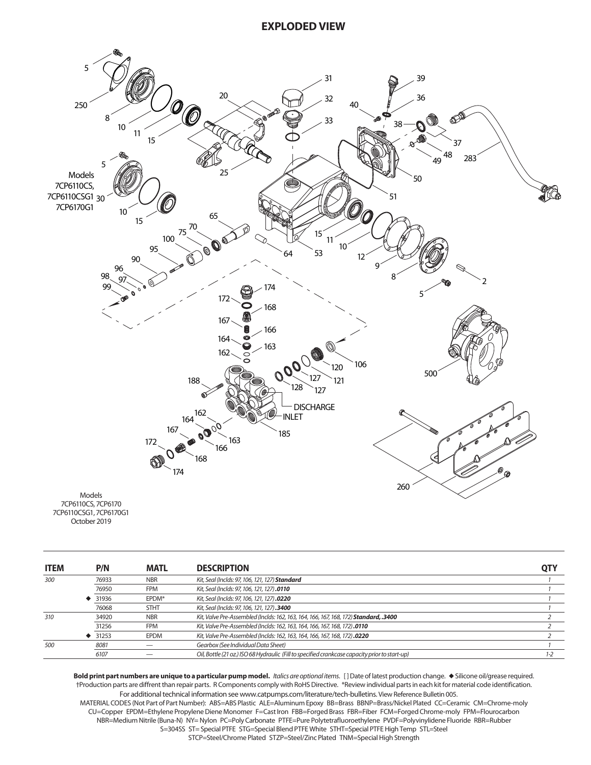# EXPLODED VIEW

Models
7CP6110CS,
7CP6110CSG1
7CP6170G1

Models
7CP6110CS, 7CP6170
7CP6110CSG1, 7CP6170G1
October 2019

| ITEM | P/N | MATL | DESCRIPTION | QTY |
|---|---|---|---|---|
| *300* | *76933* | *NBR* | *Kit, Seal (Inclds: 97, 106, 121, 127)* ***Standard*** | *1* |
| | *76950* | *FPM* | *Kit, Seal (Inclds: 97, 106, 121, 127)* ***.0110*** | *1* |
| | ◆ *31936* | *EPDM\** | *Kit, Seal (Inclds: 97, 106, 121, 127)* ***.0220*** | *1* |
| | *76068* | *STHT* | *Kit, Seal (Inclds: 97, 106, 121, 127)* ***.3400*** | *1* |
| *310* | *34920* | *NBR* | *Kit, Valve Pre-Assembled (Inclds: 162, 163, 164, 166, 167, 168, 172)* ***Standard, .3400*** | *2* |
| | *31256* | *FPM* | *Kit, Valve Pre-Assembled (Inclds: 162, 163, 164, 166, 167, 168, 172)* ***.0110*** | *2* |
| | ◆ *31253* | *EPDM* | *Kit, Valve Pre-Assembled (Inclds: 162, 163, 164, 166, 167, 168, 172)* ***.0220*** | *2* |
| *500* | *8081* | *—* | *Gearbox (See Individual Data Sheet)* | *1* |
| | *6107* | *—* | *Oil, Bottle (21 oz.) ISO 68 Hydraulic (Fill to specified crankcase capacity prior to start-up)* | *1-2* |

**Bold print part numbers are unique to a particular pump model.** *Italics are optional items.* [ ] Date of latest production change. ◆ Silicone oil/grease required. †Production parts are diffrent than repair parts. R Components comply with RoHS Directive. \*Review individual parts in each kit for material code identification.
For additional technical information see www.catpumps.com/literature/tech-bulletins. View Reference Bulletin 005.
MATERIAL CODES (Not Part of Part Number): ABS=ABS Plastic ALE=Aluminum Epoxy BB=Brass BBNP=Brass/Nickel Plated CC=Ceramic CM=Chrome-moly CU=Copper EPDM=Ethylene Propylene Diene Monomer F=Cast Iron FBB=Forged Brass FBR=Fiber FCM=Forged Chrome-moly FPM=Flourocarbon NBR=Medium Nitrile (Buna-N) NY= Nylon PC=Poly Carbonate PTFE=Pure Polytetrafluoroethylene PVDF=Polyvinylidene Fluoride RBR=Rubber S=304SS ST= Special PTFE STG=Special Blend PTFE White STHT=Special PTFE High Temp STL=Steel STCP=Steel/Chrome Plated STZP=Steel/Zinc Plated TNM=Special High Strength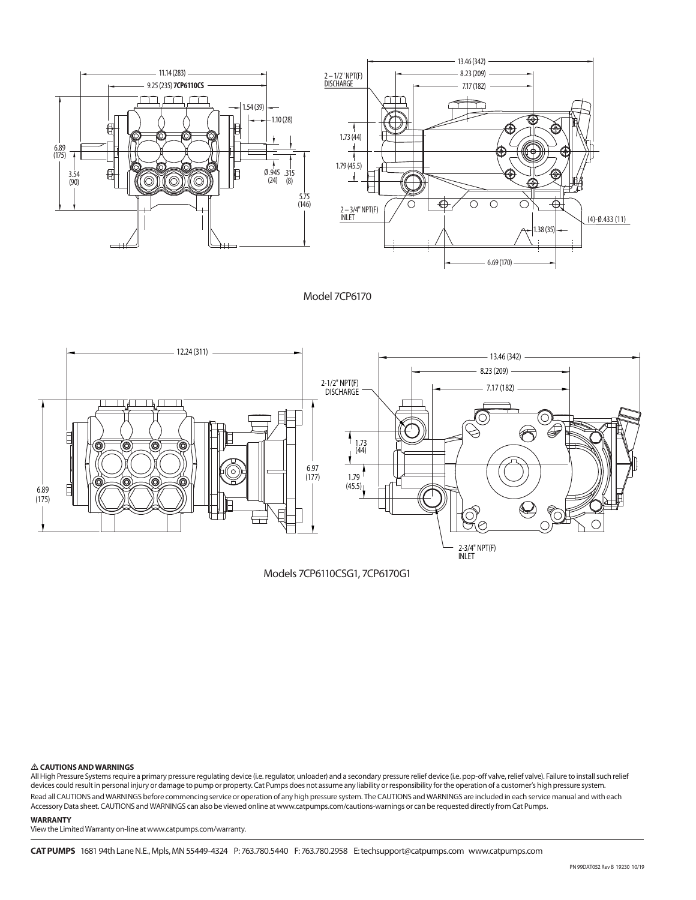11.14 (283)
9.25 (235) **7CP6110CS**
1.54 (39)
1.10 (28)
6.89 (175)
3.54 (90)
Ø .945 (24)
.315 (8)
5.75 (146)

13.46 (342)
8.23 (209)
7.17 (182)
2 – 1/2" NPT(F) DISCHARGE
1.73 (44)
1.79 (45.5)
2 – 3/4" NPT(F) INLET
(4)-Ø.433 (11)
1.38 (35)
6.69 (170)

Model 7CP6170

12.24 (311)
6.89 (175)
6.97 (177)

13.46 (342)
8.23 (209)
7.17 (182)
2-1/2" NPT(F) DISCHARGE
1.73 (44)
1.79 (45.5)
2-3/4" NPT(F) INLET

Models 7CP6110CSG1, 7CP6170G1

**⚠ CAUTIONS AND WARNINGS**

All High Pressure Systems require a primary pressure regulating device (i.e. regulator, unloader) and a secondary pressure relief device (i.e. pop-off valve, relief valve). Failure to install such relief devices could result in personal injury or damage to pump or property. Cat Pumps does not assume any liability or responsibility for the operation of a customer's high pressure system.

Read all CAUTIONS and WARNINGS before commencing service or operation of any high pressure system. The CAUTIONS and WARNINGS are included in each service manual and with each Accessory Data sheet. CAUTIONS and WARNINGS can also be viewed online at www.catpumps.com/cautions-warnings or can be requested directly from Cat Pumps.

**WARRANTY**

View the Limited Warranty on-line at www.catpumps.com/warranty.

**CAT PUMPS** 1681 94th Lane N.E., Mpls, MN 55449-4324 P: 763.780.5440 F: 763.780.2958 E: techsupport@catpumps.com www.catpumps.com

PN 99DAT052 Rev B 19230 10/19